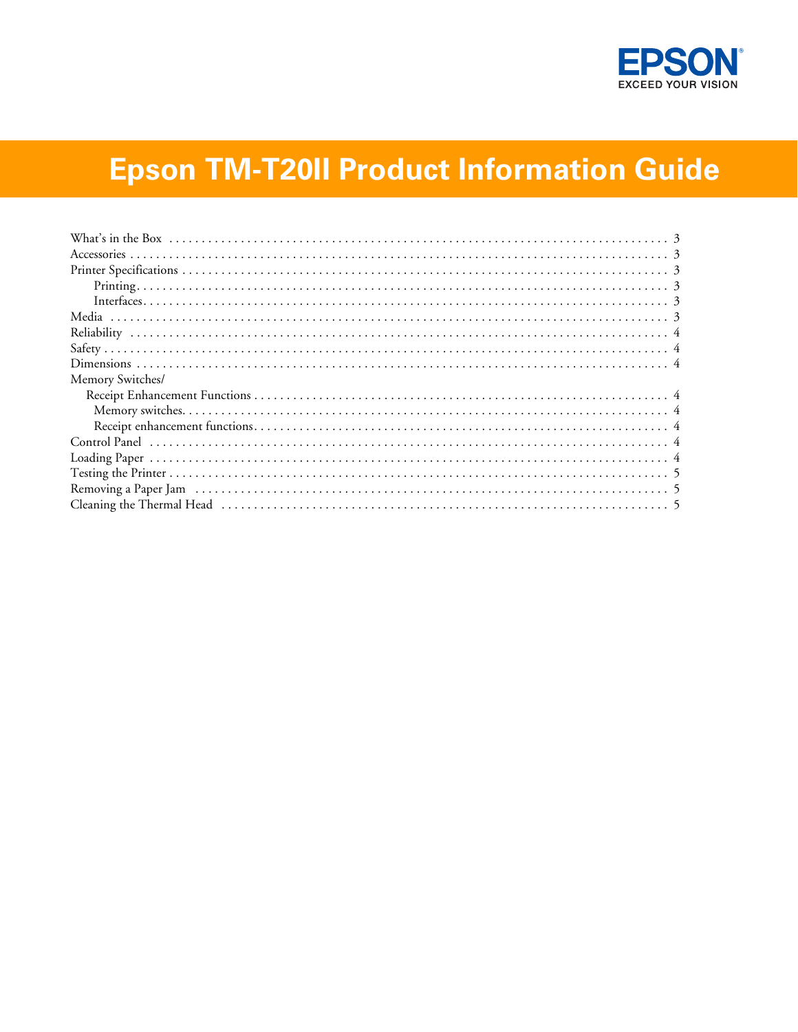EPSON
EXCEED YOUR VISION

# Epson TM-T20II Product Information Guide

- What's in the Box . . . 3
- Accessories . . . 3
- Printer Specifications . . . 3
  - Printing . . . 3
  - Interfaces . . . 3
- Media . . . 3
- Reliability . . . 4
- Safety . . . 4
- Dimensions . . . 4
- Memory Switches/
  Receipt Enhancement Functions . . . 4
  - Memory switches . . . 4
  - Receipt enhancement functions . . . 4
- Control Panel . . . 4
- Loading Paper . . . 4
- Testing the Printer . . . 5
- Removing a Paper Jam . . . 5
- Cleaning the Thermal Head . . . 5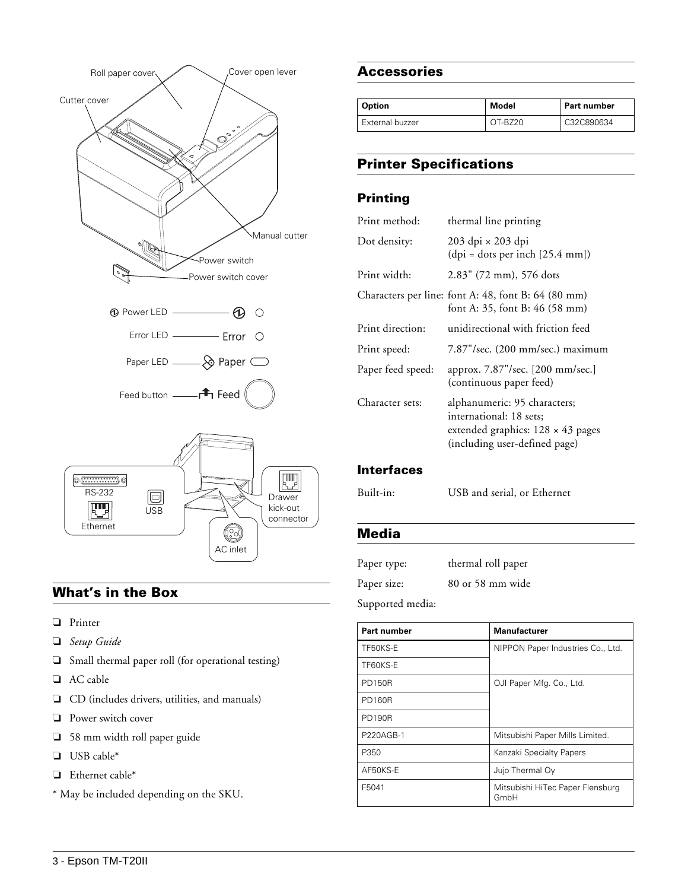## What's in the Box

- ❏ Printer
- ❏ *Setup Guide*
- ❏ Small thermal paper roll (for operational testing)
- ❏ AC cable
- ❏ CD (includes drivers, utilities, and manuals)
- ❏ Power switch cover
- ❏ 58 mm width roll paper guide
- ❏ USB cable*
- ❏ Ethernet cable*

\* May be included depending on the SKU.

## Accessories

| Option | Model | Part number |
|---|---|---|
| External buzzer | OT-BZ20 | C32C890634 |

## Printer Specifications

### Printing

Print method: thermal line printing

Dot density: 203 dpi × 203 dpi (dpi = dots per inch [25.4 mm])

Print width: 2.83" (72 mm), 576 dots

Characters per line: font A: 48, font B: 64 (80 mm); font A: 35, font B: 46 (58 mm)

Print direction: unidirectional with friction feed

Print speed: 7.87"/sec. (200 mm/sec.) maximum

Paper feed speed: approx. 7.87"/sec. [200 mm/sec.] (continuous paper feed)

Character sets: alphanumeric: 95 characters; international: 18 sets; extended graphics: 128 × 43 pages (including user-defined page)

### Interfaces

Built-in: USB and serial, or Ethernet

## Media

Paper type: thermal roll paper

Paper size: 80 or 58 mm wide

Supported media:

| Part number | Manufacturer |
|---|---|
| TF50KS-E | NIPPON Paper Industries Co., Ltd. |
| TF60KS-E | |
| PD150R | OJI Paper Mfg. Co., Ltd. |
| PD160R | |
| PD190R | |
| P220AGB-1 | Mitsubishi Paper Mills Limited. |
| P350 | Kanzaki Specialty Papers |
| AF50KS-E | Jujo Thermal Oy |
| F5041 | Mitsubishi HiTec Paper Flensburg GmbH |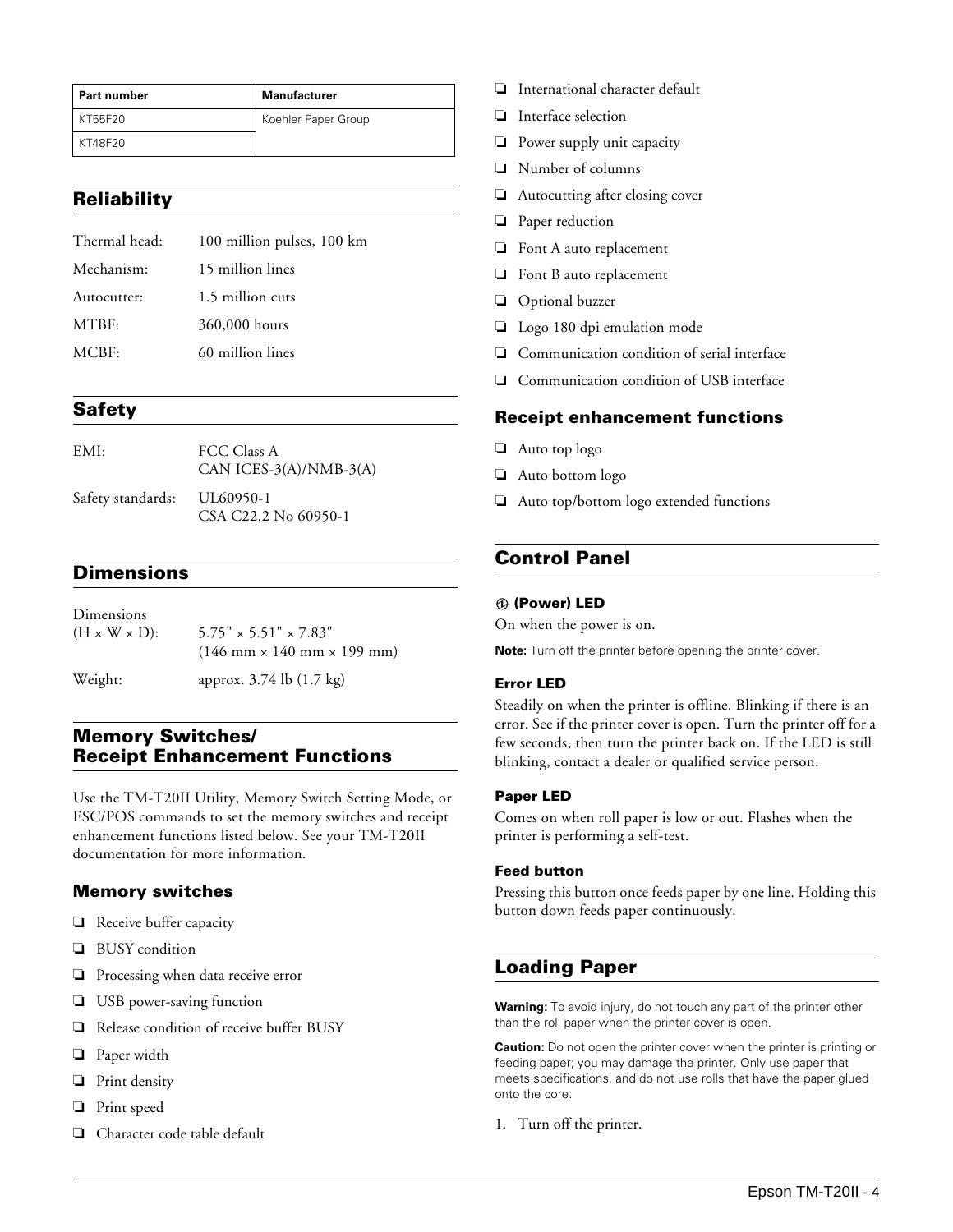| Part number | Manufacturer |
| --- | --- |
| KT55F20 | Koehler Paper Group |
| KT48F20 | |

## Reliability

| | |
| --- | --- |
| Thermal head: | 100 million pulses, 100 km |
| Mechanism: | 15 million lines |
| Autocutter: | 1.5 million cuts |
| MTBF: | 360,000 hours |
| MCBF: | 60 million lines |

## Safety

| | |
| --- | --- |
| EMI: | FCC Class A<br>CAN ICES-3(A)/NMB-3(A) |
| Safety standards: | UL60950-1<br>CSA C22.2 No 60950-1 |

## Dimensions

| | |
| --- | --- |
| Dimensions (H × W × D): | 5.75" × 5.51" × 7.83"<br>(146 mm × 140 mm × 199 mm) |
| Weight: | approx. 3.74 lb (1.7 kg) |

## Memory Switches/ Receipt Enhancement Functions

Use the TM-T20II Utility, Memory Switch Setting Mode, or ESC/POS commands to set the memory switches and receipt enhancement functions listed below. See your TM-T20II documentation for more information.

### Memory switches

- Receive buffer capacity
- BUSY condition
- Processing when data receive error
- USB power-saving function
- Release condition of receive buffer BUSY
- Paper width
- Print density
- Print speed
- Character code table default
- International character default
- Interface selection
- Power supply unit capacity
- Number of columns
- Autocutting after closing cover
- Paper reduction
- Font A auto replacement
- Font B auto replacement
- Optional buzzer
- Logo 180 dpi emulation mode
- Communication condition of serial interface
- Communication condition of USB interface

### Receipt enhancement functions

- Auto top logo
- Auto bottom logo
- Auto top/bottom logo extended functions

## Control Panel

#### (Power) LED

On when the power is on.

**Note:** Turn off the printer before opening the printer cover.

#### Error LED

Steadily on when the printer is offline. Blinking if there is an error. See if the printer cover is open. Turn the printer off for a few seconds, then turn the printer back on. If the LED is still blinking, contact a dealer or qualified service person.

#### Paper LED

Comes on when roll paper is low or out. Flashes when the printer is performing a self-test.

#### Feed button

Pressing this button once feeds paper by one line. Holding this button down feeds paper continuously.

## Loading Paper

**Warning:** To avoid injury, do not touch any part of the printer other than the roll paper when the printer cover is open.

**Caution:** Do not open the printer cover when the printer is printing or feeding paper; you may damage the printer. Only use paper that meets specifications, and do not use rolls that have the paper glued onto the core.

1. Turn off the printer.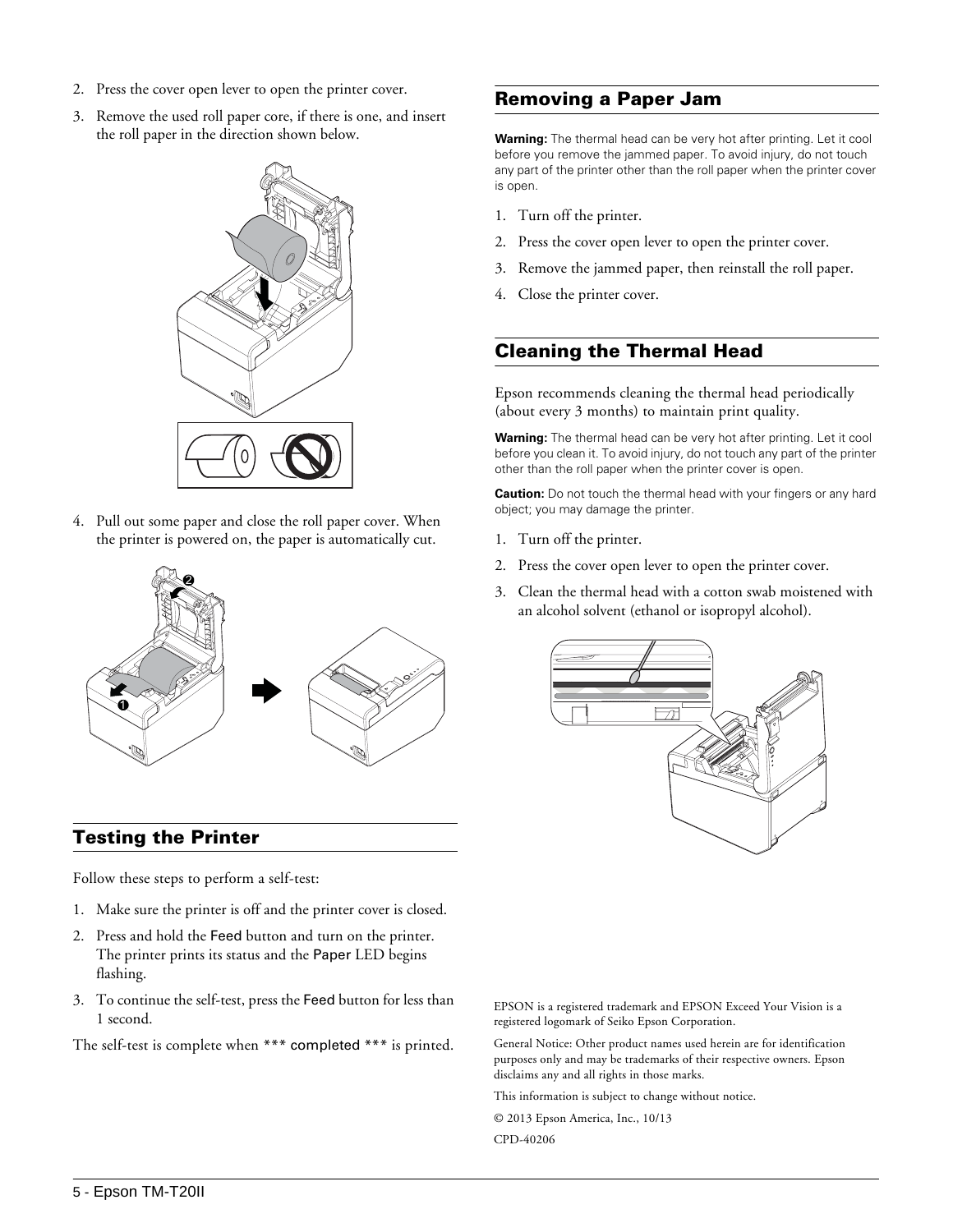2. Press the cover open lever to open the printer cover.
3. Remove the used roll paper core, if there is one, and insert the roll paper in the direction shown below.

4. Pull out some paper and close the roll paper cover. When the printer is powered on, the paper is automatically cut.

## Testing the Printer

Follow these steps to perform a self-test:

1. Make sure the printer is off and the printer cover is closed.
2. Press and hold the Feed button and turn on the printer. The printer prints its status and the Paper LED begins flashing.
3. To continue the self-test, press the Feed button for less than 1 second.

The self-test is complete when *** completed *** is printed.

## Removing a Paper Jam

**Warning:** The thermal head can be very hot after printing. Let it cool before you remove the jammed paper. To avoid injury, do not touch any part of the printer other than the roll paper when the printer cover is open.

1. Turn off the printer.
2. Press the cover open lever to open the printer cover.
3. Remove the jammed paper, then reinstall the roll paper.
4. Close the printer cover.

## Cleaning the Thermal Head

Epson recommends cleaning the thermal head periodically (about every 3 months) to maintain print quality.

**Warning:** The thermal head can be very hot after printing. Let it cool before you clean it. To avoid injury, do not touch any part of the printer other than the roll paper when the printer cover is open.

**Caution:** Do not touch the thermal head with your fingers or any hard object; you may damage the printer.

1. Turn off the printer.
2. Press the cover open lever to open the printer cover.
3. Clean the thermal head with a cotton swab moistened with an alcohol solvent (ethanol or isopropyl alcohol).

EPSON is a registered trademark and EPSON Exceed Your Vision is a registered logomark of Seiko Epson Corporation.

General Notice: Other product names used herein are for identification purposes only and may be trademarks of their respective owners. Epson disclaims any and all rights in those marks.

This information is subject to change without notice.

© 2013 Epson America, Inc., 10/13

CPD-40206